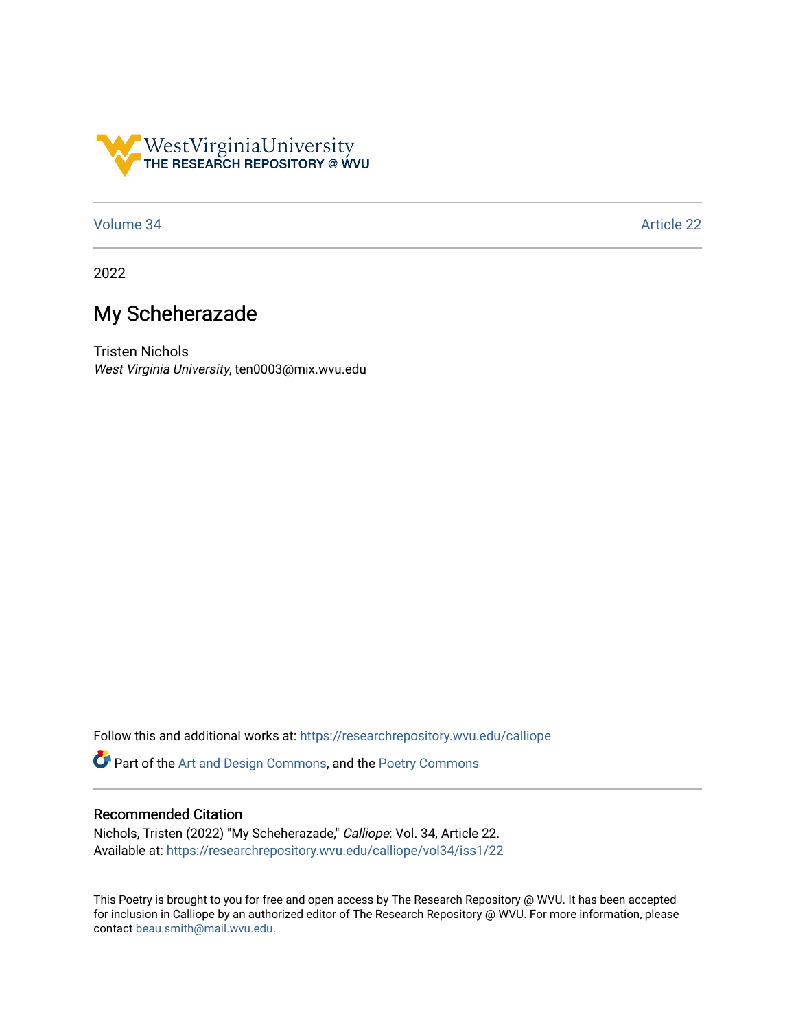WestVirginiaUniversity
THE RESEARCH REPOSITORY @ WVU

Volume 34 | Article 22

2022

# My Scheherazade

Tristen Nichols
*West Virginia University*, ten0003@mix.wvu.edu

Follow this and additional works at: https://researchrepository.wvu.edu/calliope

Part of the Art and Design Commons, and the Poetry Commons

## Recommended Citation

Nichols, Tristen (2022) "My Scheherazade," *Calliope*: Vol. 34, Article 22.
Available at: https://researchrepository.wvu.edu/calliope/vol34/iss1/22

This Poetry is brought to you for free and open access by The Research Repository @ WVU. It has been accepted for inclusion in Calliope by an authorized editor of The Research Repository @ WVU. For more information, please contact beau.smith@mail.wvu.edu.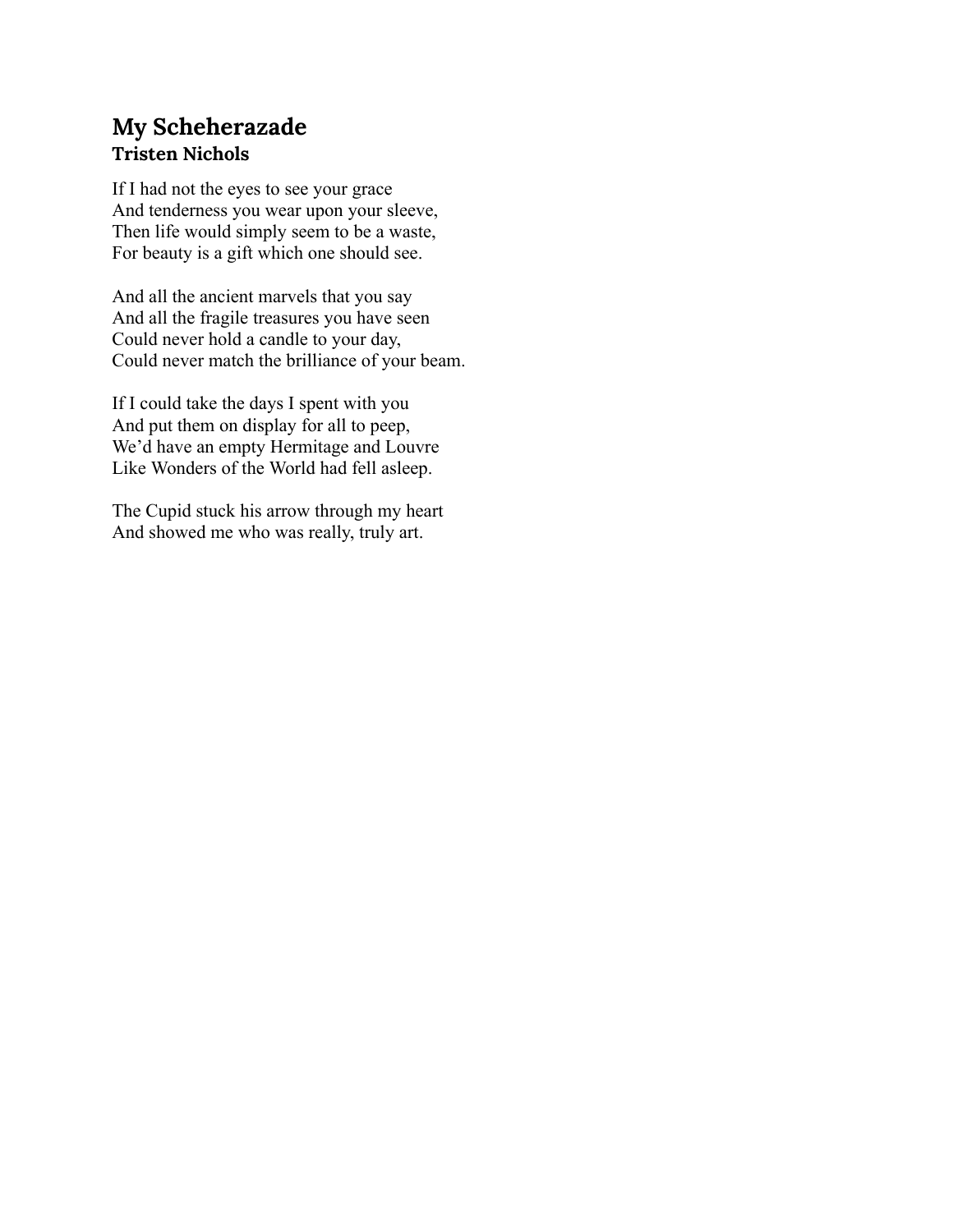## My Scheherazade

**Tristen Nichols**

If I had not the eyes to see your grace  
And tenderness you wear upon your sleeve,  
Then life would simply seem to be a waste,  
For beauty is a gift which one should see.

And all the ancient marvels that you say  
And all the fragile treasures you have seen  
Could never hold a candle to your day,  
Could never match the brilliance of your beam.

If I could take the days I spent with you  
And put them on display for all to peep,  
We'd have an empty Hermitage and Louvre  
Like Wonders of the World had fell asleep.

The Cupid stuck his arrow through my heart  
And showed me who was really, truly art.